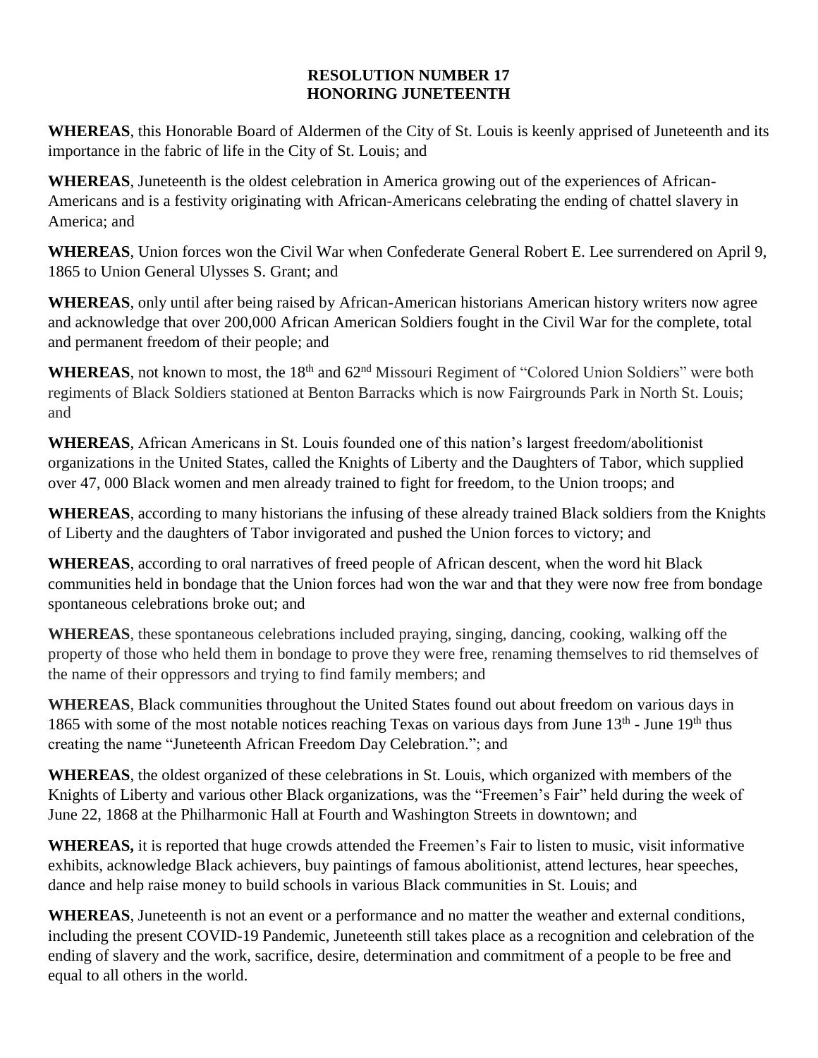# RESOLUTION NUMBER 17
# HONORING JUNETEENTH

**WHEREAS**, this Honorable Board of Aldermen of the City of St. Louis is keenly apprised of Juneteenth and its importance in the fabric of life in the City of St. Louis; and

**WHEREAS**, Juneteenth is the oldest celebration in America growing out of the experiences of African-Americans and is a festivity originating with African-Americans celebrating the ending of chattel slavery in America; and

**WHEREAS**, Union forces won the Civil War when Confederate General Robert E. Lee surrendered on April 9, 1865 to Union General Ulysses S. Grant; and

**WHEREAS**, only until after being raised by African-American historians American history writers now agree and acknowledge that over 200,000 African American Soldiers fought in the Civil War for the complete, total and permanent freedom of their people; and

**WHEREAS**, not known to most, the 18th and 62nd Missouri Regiment of "Colored Union Soldiers" were both regiments of Black Soldiers stationed at Benton Barracks which is now Fairgrounds Park in North St. Louis; and

**WHEREAS**, African Americans in St. Louis founded one of this nation's largest freedom/abolitionist organizations in the United States, called the Knights of Liberty and the Daughters of Tabor, which supplied over 47, 000 Black women and men already trained to fight for freedom, to the Union troops; and

**WHEREAS**, according to many historians the infusing of these already trained Black soldiers from the Knights of Liberty and the daughters of Tabor invigorated and pushed the Union forces to victory; and

**WHEREAS**, according to oral narratives of freed people of African descent, when the word hit Black communities held in bondage that the Union forces had won the war and that they were now free from bondage spontaneous celebrations broke out; and

**WHEREAS**, these spontaneous celebrations included praying, singing, dancing, cooking, walking off the property of those who held them in bondage to prove they were free, renaming themselves to rid themselves of the name of their oppressors and trying to find family members; and

**WHEREAS**, Black communities throughout the United States found out about freedom on various days in 1865 with some of the most notable notices reaching Texas on various days from June 13th - June 19th thus creating the name "Juneteenth African Freedom Day Celebration."; and

**WHEREAS**, the oldest organized of these celebrations in St. Louis, which organized with members of the Knights of Liberty and various other Black organizations, was the "Freemen's Fair" held during the week of June 22, 1868 at the Philharmonic Hall at Fourth and Washington Streets in downtown; and

**WHEREAS,** it is reported that huge crowds attended the Freemen's Fair to listen to music, visit informative exhibits, acknowledge Black achievers, buy paintings of famous abolitionist, attend lectures, hear speeches, dance and help raise money to build schools in various Black communities in St. Louis; and

**WHEREAS**, Juneteenth is not an event or a performance and no matter the weather and external conditions, including the present COVID-19 Pandemic, Juneteenth still takes place as a recognition and celebration of the ending of slavery and the work, sacrifice, desire, determination and commitment of a people to be free and equal to all others in the world.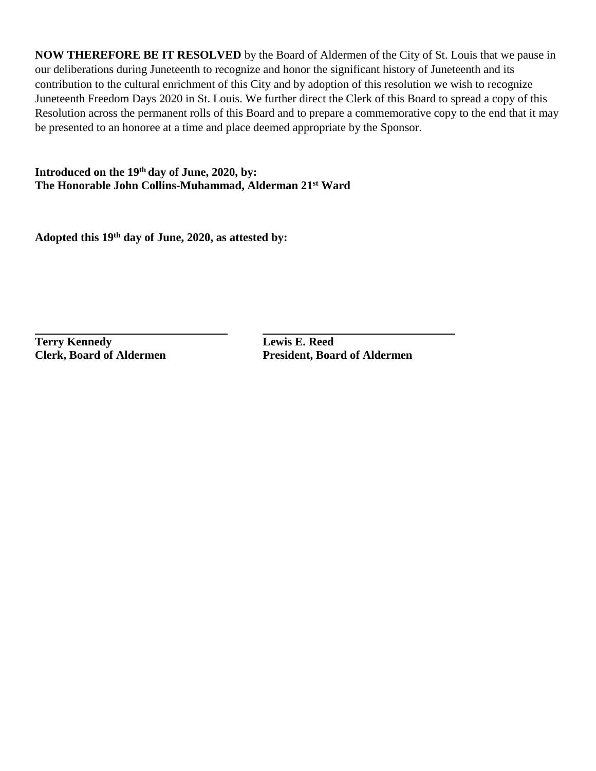**NOW THEREFORE BE IT RESOLVED** by the Board of Aldermen of the City of St. Louis that we pause in our deliberations during Juneteenth to recognize and honor the significant history of Juneteenth and its contribution to the cultural enrichment of this City and by adoption of this resolution we wish to recognize Juneteenth Freedom Days 2020 in St. Louis. We further direct the Clerk of this Board to spread a copy of this Resolution across the permanent rolls of this Board and to prepare a commemorative copy to the end that it may be presented to an honoree at a time and place deemed appropriate by the Sponsor.

**Introduced on the 19th day of June, 2020, by:**
**The Honorable John Collins-Muhammad, Alderman 21st Ward**

**Adopted this 19th day of June, 2020, as attested by:**

\_\_\_\_\_\_\_\_\_\_\_\_\_\_\_\_\_\_\_\_\_\_\_\_\_\_\_\_\_\_
**Terry Kennedy**
**Clerk, Board of Aldermen**

\_\_\_\_\_\_\_\_\_\_\_\_\_\_\_\_\_\_\_\_\_\_\_\_\_\_\_\_\_\_
**Lewis E. Reed**
**President, Board of Aldermen**